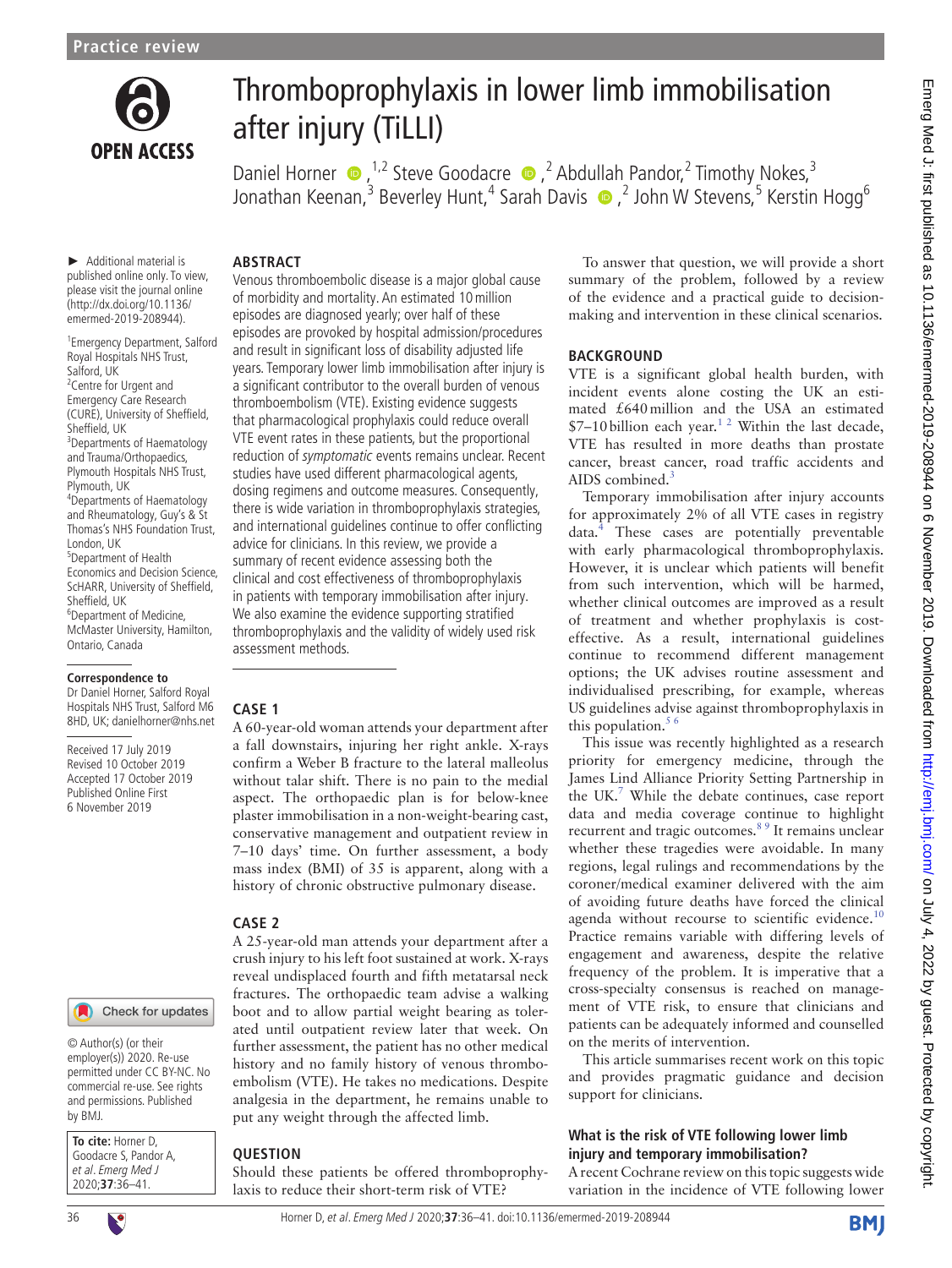Practice review

# Thromboprophylaxis in lower limb immobilisation after injury (TiLLI)

Daniel Horner [1,2], Steve Goodacre [2], Abdullah Pandor [2], Timothy Nokes [3], Jonathan Keenan [3], Beverley Hunt [4], Sarah Davis [2], John W Stevens [5], Kerstin Hogg [6]

► Additional material is published online only. To view, please visit the journal online (http://dx.doi.org/10.1136/emermed-2019-208944).

[1]Emergency Department, Salford Royal Hospitals NHS Trust, Salford, UK
[2]Centre for Urgent and Emergency Care Research (CURE), University of Sheffield, Sheffield, UK
[3]Departments of Haematology and Trauma/Orthopaedics, Plymouth Hospitals NHS Trust, Plymouth, UK
[4]Departments of Haematology and Rheumatology, Guy's & St Thomas's NHS Foundation Trust, London, UK
[5]Department of Health Economics and Decision Science, ScHARR, University of Sheffield, Sheffield, UK
[6]Department of Medicine, McMaster University, Hamilton, Ontario, Canada

**Correspondence to**
Dr Daniel Horner, Salford Royal Hospitals NHS Trust, Salford M6 8HD, UK; danielhorner@nhs.net

Received 17 July 2019
Revised 10 October 2019
Accepted 17 October 2019
Published Online First 6 November 2019

© Author(s) (or their employer(s)) 2020. Re-use permitted under CC BY-NC. No commercial re-use. See rights and permissions. Published by BMJ.

**To cite:** Horner D, Goodacre S, Pandor A, *et al. Emerg Med J* 2020;**37**:36–41.

## ABSTRACT

Venous thromboembolic disease is a major global cause of morbidity and mortality. An estimated 10 million episodes are diagnosed yearly; over half of these episodes are provoked by hospital admission/procedures and result in significant loss of disability adjusted life years. Temporary lower limb immobilisation after injury is a significant contributor to the overall burden of venous thromboembolism (VTE). Existing evidence suggests that pharmacological prophylaxis could reduce overall VTE event rates in these patients, but the proportional reduction of *symptomatic* events remains unclear. Recent studies have used different pharmacological agents, dosing regimens and outcome measures. Consequently, there is wide variation in thromboprophylaxis strategies, and international guidelines continue to offer conflicting advice for clinicians. In this review, we provide a summary of recent evidence assessing both the clinical and cost effectiveness of thromboprophylaxis in patients with temporary immobilisation after injury. We also examine the evidence supporting stratified thromboprophylaxis and the validity of widely used risk assessment methods.

## CASE 1

A 60-year-old woman attends your department after a fall downstairs, injuring her right ankle. X-rays confirm a Weber B fracture to the lateral malleolus without talar shift. There is no pain to the medial aspect. The orthopaedic plan is for below-knee plaster immobilisation in a non-weight-bearing cast, conservative management and outpatient review in 7–10 days' time. On further assessment, a body mass index (BMI) of 35 is apparent, along with a history of chronic obstructive pulmonary disease.

## CASE 2

A 25-year-old man attends your department after a crush injury to his left foot sustained at work. X-rays reveal undisplaced fourth and fifth metatarsal neck fractures. The orthopaedic team advise a walking boot and to allow partial weight bearing as tolerated until outpatient review later that week. On further assessment, the patient has no other medical history and no family history of venous thromboembolism (VTE). He takes no medications. Despite analgesia in the department, he remains unable to put any weight through the affected limb.

## QUESTION

Should these patients be offered thromboprophylaxis to reduce their short-term risk of VTE?

To answer that question, we will provide a short summary of the problem, followed by a review of the evidence and a practical guide to decision-making and intervention in these clinical scenarios.

## BACKGROUND

VTE is a significant global health burden, with incident events alone costing the UK an estimated £640 million and the USA an estimated \$7–10 billion each year.[1,2] Within the last decade, VTE has resulted in more deaths than prostate cancer, breast cancer, road traffic accidents and AIDS combined.[3]

Temporary immobilisation after injury accounts for approximately 2% of all VTE cases in registry data.[4] These cases are potentially preventable with early pharmacological thromboprophylaxis. However, it is unclear which patients will benefit from such intervention, which will be harmed, whether clinical outcomes are improved as a result of treatment and whether prophylaxis is cost-effective. As a result, international guidelines continue to recommend different management options; the UK advises routine assessment and individualised prescribing, for example, whereas US guidelines advise against thromboprophylaxis in this population.[5,6]

This issue was recently highlighted as a research priority for emergency medicine, through the James Lind Alliance Priority Setting Partnership in the UK.[7] While the debate continues, case report data and media coverage continue to highlight recurrent and tragic outcomes.[8,9] It remains unclear whether these tragedies were avoidable. In many regions, legal rulings and recommendations by the coroner/medical examiner delivered with the aim of avoiding future deaths have forced the clinical agenda without recourse to scientific evidence.[10] Practice remains variable with differing levels of engagement and awareness, despite the relative frequency of the problem. It is imperative that a cross-specialty consensus is reached on management of VTE risk, to ensure that clinicians and patients can be adequately informed and counselled on the merits of intervention.

This article summarises recent work on this topic and provides pragmatic guidance and decision support for clinicians.

### What is the risk of VTE following lower limb injury and temporary immobilisation?

A recent Cochrane review on this topic suggests wide variation in the incidence of VTE following lower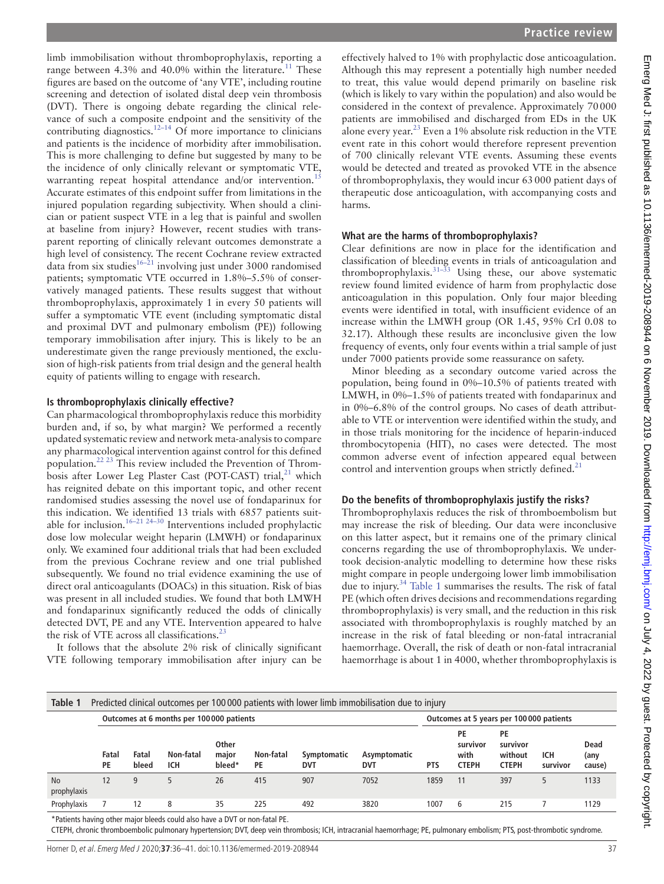limb immobilisation without thromboprophylaxis, reporting a range between 4.3% and 40.0% within the literature.[11] These figures are based on the outcome of 'any VTE', including routine screening and detection of isolated distal deep vein thrombosis (DVT). There is ongoing debate regarding the clinical relevance of such a composite endpoint and the sensitivity of the contributing diagnostics.[12–14] Of more importance to clinicians and patients is the incidence of morbidity after immobilisation. This is more challenging to define but suggested by many to be the incidence of only clinically relevant or symptomatic VTE, warranting repeat hospital attendance and/or intervention.[15] Accurate estimates of this endpoint suffer from limitations in the injured population regarding subjectivity. When should a clinician or patient suspect VTE in a leg that is painful and swollen at baseline from injury? However, recent studies with transparent reporting of clinically relevant outcomes demonstrate a high level of consistency. The recent Cochrane review extracted data from six studies[16–21] involving just under 3000 randomised patients; symptomatic VTE occurred in 1.8%–5.5% of conservatively managed patients. These results suggest that without thromboprophylaxis, approximately 1 in every 50 patients will suffer a symptomatic VTE event (including symptomatic distal and proximal DVT and pulmonary embolism (PE)) following temporary immobilisation after injury. This is likely to be an underestimate given the range previously mentioned, the exclusion of high-risk patients from trial design and the general health equity of patients willing to engage with research.

### Is thromboprophylaxis clinically effective?

Can pharmacological thromboprophylaxis reduce this morbidity burden and, if so, by what margin? We performed a recently updated systematic review and network meta-analysis to compare any pharmacological intervention against control for this defined population.[22 23] This review included the Prevention of Thrombosis after Lower Leg Plaster Cast (POT-CAST) trial,[21] which has reignited debate on this important topic, and other recent randomised studies assessing the novel use of fondaparinux for this indication. We identified 13 trials with 6857 patients suitable for inclusion.[16–21 24–30] Interventions included prophylactic dose low molecular weight heparin (LMWH) or fondaparinux only. We examined four additional trials that had been excluded from the previous Cochrane review and one trial published subsequently. We found no trial evidence examining the use of direct oral anticoagulants (DOACs) in this situation. Risk of bias was present in all included studies. We found that both LMWH and fondaparinux significantly reduced the odds of clinically detected DVT, PE and any VTE. Intervention appeared to halve the risk of VTE across all classifications.[23]

It follows that the absolute 2% risk of clinically significant VTE following temporary immobilisation after injury can be effectively halved to 1% with prophylactic dose anticoagulation. Although this may represent a potentially high number needed to treat, this value would depend primarily on baseline risk (which is likely to vary within the population) and also would be considered in the context of prevalence. Approximately 70 000 patients are immobilised and discharged from EDs in the UK alone every year.[23] Even a 1% absolute risk reduction in the VTE event rate in this cohort would therefore represent prevention of 700 clinically relevant VTE events. Assuming these events would be detected and treated as provoked VTE in the absence of thromboprophylaxis, they would incur 63 000 patient days of therapeutic dose anticoagulation, with accompanying costs and harms.

### What are the harms of thromboprophylaxis?

Clear definitions are now in place for the identification and classification of bleeding events in trials of anticoagulation and thromboprophylaxis.[31–33] Using these, our above systematic review found limited evidence of harm from prophylactic dose anticoagulation in this population. Only four major bleeding events were identified in total, with insufficient evidence of an increase within the LMWH group (OR 1.45, 95% CrI 0.08 to 32.17). Although these results are inconclusive given the low frequency of events, only four events within a trial sample of just under 7000 patients provide some reassurance on safety.

Minor bleeding as a secondary outcome varied across the population, being found in 0%–10.5% of patients treated with LMWH, in 0%–1.5% of patients treated with fondaparinux and in 0%–6.8% of the control groups. No cases of death attributable to VTE or intervention were identified within the study, and in those trials monitoring for the incidence of heparin-induced thrombocytopenia (HIT), no cases were detected. The most common adverse event of infection appeared equal between control and intervention groups when strictly defined.[21]

### Do the benefits of thromboprophylaxis justify the risks?

Thromboprophylaxis reduces the risk of thromboembolism but may increase the risk of bleeding. Our data were inconclusive on this latter aspect, but it remains one of the primary clinical concerns regarding the use of thromboprophylaxis. We undertook decision-analytic modelling to determine how these risks might compare in people undergoing lower limb immobilisation due to injury.[34] Table 1 summarises the results. The risk of fatal PE (which often drives decisions and recommendations regarding thromboprophylaxis) is very small, and the reduction in this risk associated with thromboprophylaxis is roughly matched by an increase in the risk of fatal bleeding or non-fatal intracranial haemorrhage. Overall, the risk of death or non-fatal intracranial haemorrhage is about 1 in 4000, whether thromboprophylaxis is

**Table 1** Predicted clinical outcomes per 100 000 patients with lower limb immobilisation due to injury

| | Outcomes at 6 months per 100 000 patients | | | | | | | Outcomes at 5 years per 100 000 patients | | | | |
|---|---|---|---|---|---|---|---|---|---|---|---|---|
| | Fatal PE | Fatal bleed | Non-fatal ICH | Other major bleed* | Non-fatal PE | Symptomatic DVT | Asymptomatic DVT | PTS | PE survivor with CTEPH | PE survivor without CTEPH | ICH survivor | Dead (any cause) |
| No prophylaxis | 12 | 9 | 5 | 26 | 415 | 907 | 7052 | 1859 | 11 | 397 | 5 | 1133 |
| Prophylaxis | 7 | 12 | 8 | 35 | 225 | 492 | 3820 | 1007 | 6 | 215 | 7 | 1129 |

*Patients having other major bleeds could also have a DVT or non-fatal PE.

CTEPH, chronic thromboembolic pulmonary hypertension; DVT, deep vein thrombosis; ICH, intracranial haemorrhage; PE, pulmonary embolism; PTS, post-thrombotic syndrome.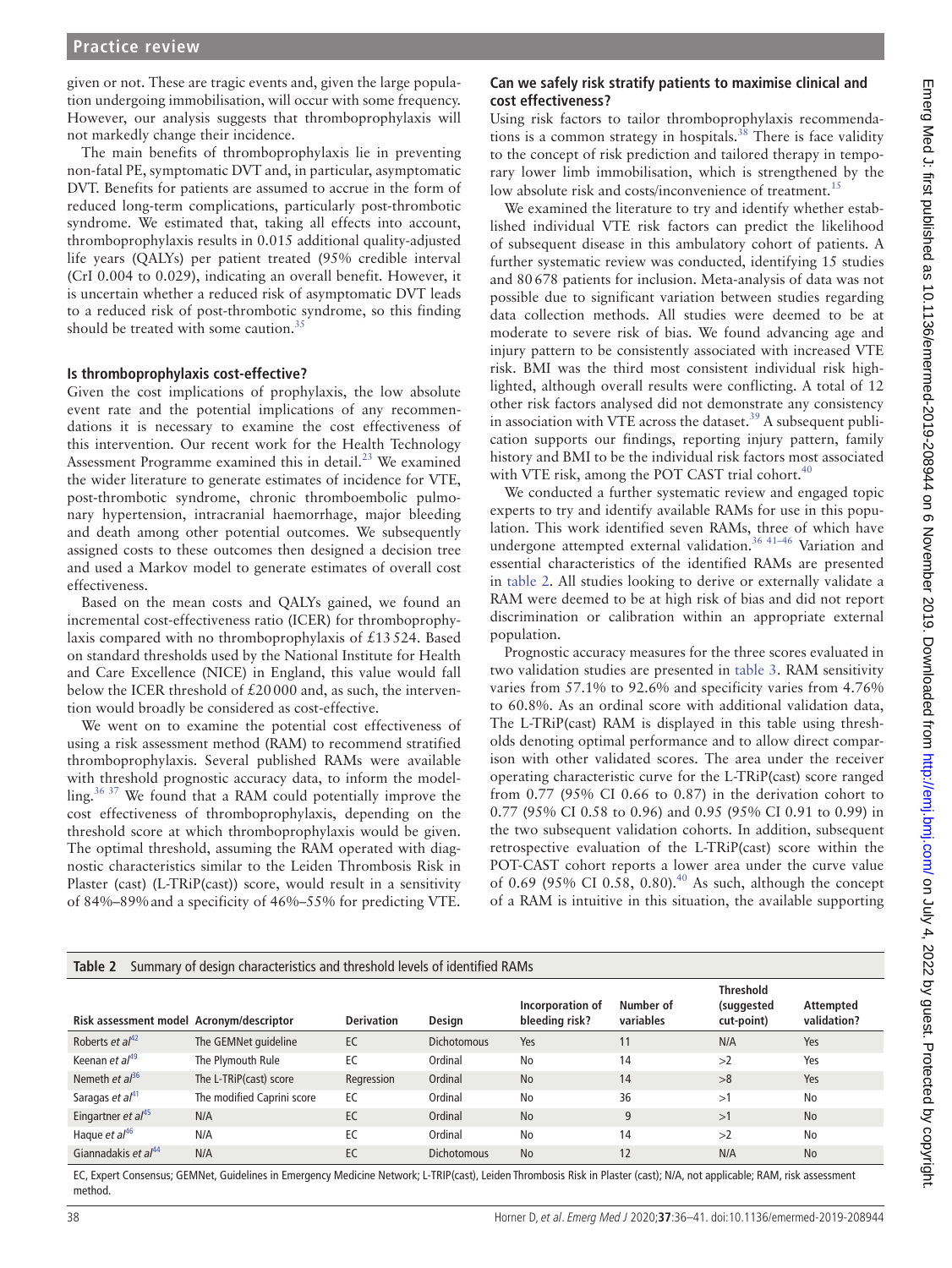given or not. These are tragic events and, given the large population undergoing immobilisation, will occur with some frequency. However, our analysis suggests that thromboprophylaxis will not markedly change their incidence.

The main benefits of thromboprophylaxis lie in preventing non-fatal PE, symptomatic DVT and, in particular, asymptomatic DVT. Benefits for patients are assumed to accrue in the form of reduced long-term complications, particularly post-thrombotic syndrome. We estimated that, taking all effects into account, thromboprophylaxis results in 0.015 additional quality-adjusted life years (QALYs) per patient treated (95% credible interval (CrI 0.004 to 0.029), indicating an overall benefit. However, it is uncertain whether a reduced risk of asymptomatic DVT leads to a reduced risk of post-thrombotic syndrome, so this finding should be treated with some caution.[35]

### Is thromboprophylaxis cost-effective?

Given the cost implications of prophylaxis, the low absolute event rate and the potential implications of any recommendations it is necessary to examine the cost effectiveness of this intervention. Our recent work for the Health Technology Assessment Programme examined this in detail.[23] We examined the wider literature to generate estimates of incidence for VTE, post-thrombotic syndrome, chronic thromboembolic pulmonary hypertension, intracranial haemorrhage, major bleeding and death among other potential outcomes. We subsequently assigned costs to these outcomes then designed a decision tree and used a Markov model to generate estimates of overall cost effectiveness.

Based on the mean costs and QALYs gained, we found an incremental cost-effectiveness ratio (ICER) for thromboprophylaxis compared with no thromboprophylaxis of £13 524. Based on standard thresholds used by the National Institute for Health and Care Excellence (NICE) in England, this value would fall below the ICER threshold of £20 000 and, as such, the intervention would broadly be considered as cost-effective.

We went on to examine the potential cost effectiveness of using a risk assessment method (RAM) to recommend stratified thromboprophylaxis. Several published RAMs were available with threshold prognostic accuracy data, to inform the modelling.[36 37] We found that a RAM could potentially improve the cost effectiveness of thromboprophylaxis, depending on the threshold score at which thromboprophylaxis would be given. The optimal threshold, assuming the RAM operated with diagnostic characteristics similar to the Leiden Thrombosis Risk in Plaster (cast) (L-TRiP(cast)) score, would result in a sensitivity of 84%–89% and a specificity of 46%–55% for predicting VTE.

### Can we safely risk stratify patients to maximise clinical and cost effectiveness?

Using risk factors to tailor thromboprophylaxis recommendations is a common strategy in hospitals.[38] There is face validity to the concept of risk prediction and tailored therapy in temporary lower limb immobilisation, which is strengthened by the low absolute risk and costs/inconvenience of treatment.[15]

We examined the literature to try and identify whether established individual VTE risk factors can predict the likelihood of subsequent disease in this ambulatory cohort of patients. A further systematic review was conducted, identifying 15 studies and 80 678 patients for inclusion. Meta-analysis of data was not possible due to significant variation between studies regarding data collection methods. All studies were deemed to be at moderate to severe risk of bias. We found advancing age and injury pattern to be consistently associated with increased VTE risk. BMI was the third most consistent individual risk highlighted, although overall results were conflicting. A total of 12 other risk factors analysed did not demonstrate any consistency in association with VTE across the dataset.[39] A subsequent publication supports our findings, reporting injury pattern, family history and BMI to be the individual risk factors most associated with VTE risk, among the POT CAST trial cohort.[40]

We conducted a further systematic review and engaged topic experts to try and identify available RAMs for use in this population. This work identified seven RAMs, three of which have undergone attempted external validation.[36 41–46] Variation and essential characteristics of the identified RAMs are presented in table 2. All studies looking to derive or externally validate a RAM were deemed to be at high risk of bias and did not report discrimination or calibration within an appropriate external population.

Prognostic accuracy measures for the three scores evaluated in two validation studies are presented in table 3. RAM sensitivity varies from 57.1% to 92.6% and specificity varies from 4.76% to 60.8%. As an ordinal score with additional validation data, The L-TRiP(cast) RAM is displayed in this table using thresholds denoting optimal performance and to allow direct comparison with other validated scores. The area under the receiver operating characteristic curve for the L-TRiP(cast) score ranged from 0.77 (95% CI 0.66 to 0.87) in the derivation cohort to 0.77 (95% CI 0.58 to 0.96) and 0.95 (95% CI 0.91 to 0.99) in the two subsequent validation cohorts. In addition, subsequent retrospective evaluation of the L-TRiP(cast) score within the POT-CAST cohort reports a lower area under the curve value of 0.69 (95% CI 0.58, 0.80).[40] As such, although the concept of a RAM is intuitive in this situation, the available supporting

**Table 2** Summary of design characteristics and threshold levels of identified RAMs

| Risk assessment model | Acronym/descriptor | Derivation | Design | Incorporation of bleeding risk? | Number of variables | Threshold (suggested cut-point) | Attempted validation? |
|---|---|---|---|---|---|---|---|
| Roberts *et al*[42] | The GEMNet guideline | EC | Dichotomous | Yes | 11 | N/A | Yes |
| Keenan *et al*[49] | The Plymouth Rule | EC | Ordinal | No | 14 | >2 | Yes |
| Nemeth *et al*[36] | The L-TRiP(cast) score | Regression | Ordinal | No | 14 | >8 | Yes |
| Saragas *et al*[41] | The modified Caprini score | EC | Ordinal | No | 36 | >1 | No |
| Eingartner *et al*[45] | N/A | EC | Ordinal | No | 9 | >1 | No |
| Haque *et al*[46] | N/A | EC | Ordinal | No | 14 | >2 | No |
| Giannadakis *et al*[44] | N/A | EC | Dichotomous | No | 12 | N/A | No |

EC, Expert Consensus; GEMNet, Guidelines in Emergency Medicine Network; L-TRIP(cast), Leiden Thrombosis Risk in Plaster (cast); N/A, not applicable; RAM, risk assessment method.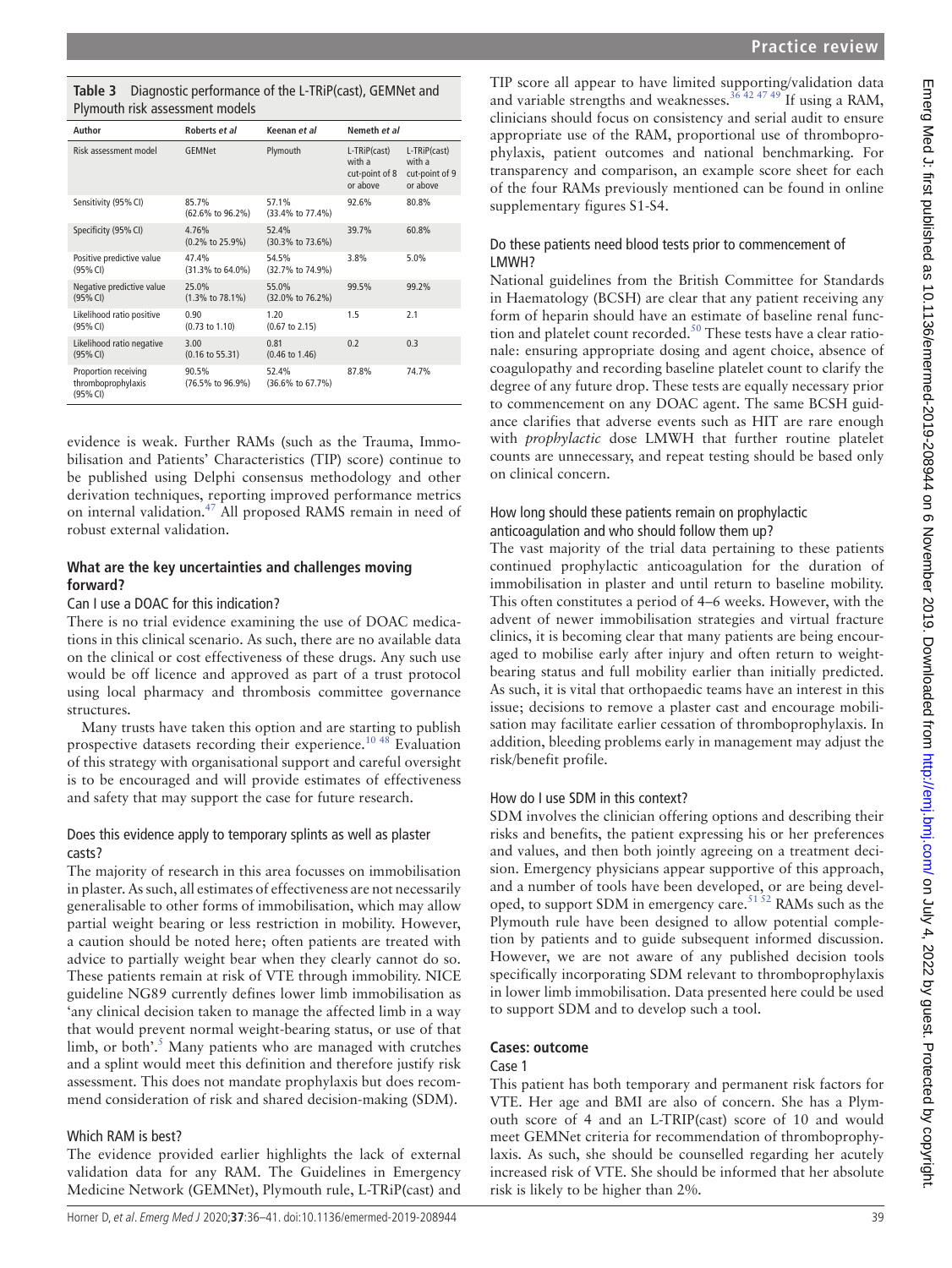**Table 3** Diagnostic performance of the L-TRiP(cast), GEMNet and Plymouth risk assessment models

| Author | Roberts *et al* | Keenan *et al* | Nemeth *et al* | |
|---|---|---|---|---|
| Risk assessment model | GEMNet | Plymouth | L-TRiP(cast) with a cut-point of 8 or above | L-TRiP(cast) with a cut-point of 9 or above |
| Sensitivity (95% CI) | 85.7% (62.6% to 96.2%) | 57.1% (33.4% to 77.4%) | 92.6% | 80.8% |
| Specificity (95% CI) | 4.76% (0.2% to 25.9%) | 52.4% (30.3% to 73.6%) | 39.7% | 60.8% |
| Positive predictive value (95% CI) | 47.4% (31.3% to 64.0%) | 54.5% (32.7% to 74.9%) | 3.8% | 5.0% |
| Negative predictive value (95% CI) | 25.0% (1.3% to 78.1%) | 55.0% (32.0% to 76.2%) | 99.5% | 99.2% |
| Likelihood ratio positive (95% CI) | 0.90 (0.73 to 1.10) | 1.20 (0.67 to 2.15) | 1.5 | 2.1 |
| Likelihood ratio negative (95% CI) | 3.00 (0.16 to 55.31) | 0.81 (0.46 to 1.46) | 0.2 | 0.3 |
| Proportion receiving thromboprophylaxis (95% CI) | 90.5% (76.5% to 96.9%) | 52.4% (36.6% to 67.7%) | 87.8% | 74.7% |

evidence is weak. Further RAMs (such as the Trauma, Immobilisation and Patients' Characteristics (TIP) score) continue to be published using Delphi consensus methodology and other derivation techniques, reporting improved performance metrics on internal validation.[47] All proposed RAMS remain in need of robust external validation.

## What are the key uncertainties and challenges moving forward?

### Can I use a DOAC for this indication?

There is no trial evidence examining the use of DOAC medications in this clinical scenario. As such, there are no available data on the clinical or cost effectiveness of these drugs. Any such use would be off licence and approved as part of a trust protocol using local pharmacy and thrombosis committee governance structures.

Many trusts have taken this option and are starting to publish prospective datasets recording their experience.[10 48] Evaluation of this strategy with organisational support and careful oversight is to be encouraged and will provide estimates of effectiveness and safety that may support the case for future research.

### Does this evidence apply to temporary splints as well as plaster casts?

The majority of research in this area focusses on immobilisation in plaster. As such, all estimates of effectiveness are not necessarily generalisable to other forms of immobilisation, which may allow partial weight bearing or less restriction in mobility. However, a caution should be noted here; often patients are treated with advice to partially weight bear when they clearly cannot do so. These patients remain at risk of VTE through immobility. NICE guideline NG89 currently defines lower limb immobilisation as 'any clinical decision taken to manage the affected limb in a way that would prevent normal weight-bearing status, or use of that limb, or both'.[5] Many patients who are managed with crutches and a splint would meet this definition and therefore justify risk assessment. This does not mandate prophylaxis but does recommend consideration of risk and shared decision-making (SDM).

### Which RAM is best?

The evidence provided earlier highlights the lack of external validation data for any RAM. The Guidelines in Emergency Medicine Network (GEMNet), Plymouth rule, L-TRiP(cast) and TIP score all appear to have limited supporting/validation data and variable strengths and weaknesses.[36 42 47 49] If using a RAM, clinicians should focus on consistency and serial audit to ensure appropriate use of the RAM, proportional use of thromboprophylaxis, patient outcomes and national benchmarking. For transparency and comparison, an example score sheet for each of the four RAMs previously mentioned can be found in online supplementary figures S1-S4.

### Do these patients need blood tests prior to commencement of LMWH?

National guidelines from the British Committee for Standards in Haematology (BCSH) are clear that any patient receiving any form of heparin should have an estimate of baseline renal function and platelet count recorded.[50] These tests have a clear rationale: ensuring appropriate dosing and agent choice, absence of coagulopathy and recording baseline platelet count to clarify the degree of any future drop. These tests are equally necessary prior to commencement on any DOAC agent. The same BCSH guidance clarifies that adverse events such as HIT are rare enough with *prophylactic* dose LMWH that further routine platelet counts are unnecessary, and repeat testing should be based only on clinical concern.

### How long should these patients remain on prophylactic anticoagulation and who should follow them up?

The vast majority of the trial data pertaining to these patients continued prophylactic anticoagulation for the duration of immobilisation in plaster and until return to baseline mobility. This often constitutes a period of 4–6 weeks. However, with the advent of newer immobilisation strategies and virtual fracture clinics, it is becoming clear that many patients are being encouraged to mobilise early after injury and often return to weight-bearing status and full mobility earlier than initially predicted. As such, it is vital that orthopaedic teams have an interest in this issue; decisions to remove a plaster cast and encourage mobilisation may facilitate earlier cessation of thromboprophylaxis. In addition, bleeding problems early in management may adjust the risk/benefit profile.

### How do I use SDM in this context?

SDM involves the clinician offering options and describing their risks and benefits, the patient expressing his or her preferences and values, and then both jointly agreeing on a treatment decision. Emergency physicians appear supportive of this approach, and a number of tools have been developed, or are being developed, to support SDM in emergency care.[51 52] RAMs such as the Plymouth rule have been designed to allow potential completion by patients and to guide subsequent informed discussion. However, we are not aware of any published decision tools specifically incorporating SDM relevant to thromboprophylaxis in lower limb immobilisation. Data presented here could be used to support SDM and to develop such a tool.

## Cases: outcome

### Case 1

This patient has both temporary and permanent risk factors for VTE. Her age and BMI are also of concern. She has a Plymouth score of 4 and an L-TRIP(cast) score of 10 and would meet GEMNet criteria for recommendation of thromboprophylaxis. As such, she should be counselled regarding her acutely increased risk of VTE. She should be informed that her absolute risk is likely to be higher than 2%.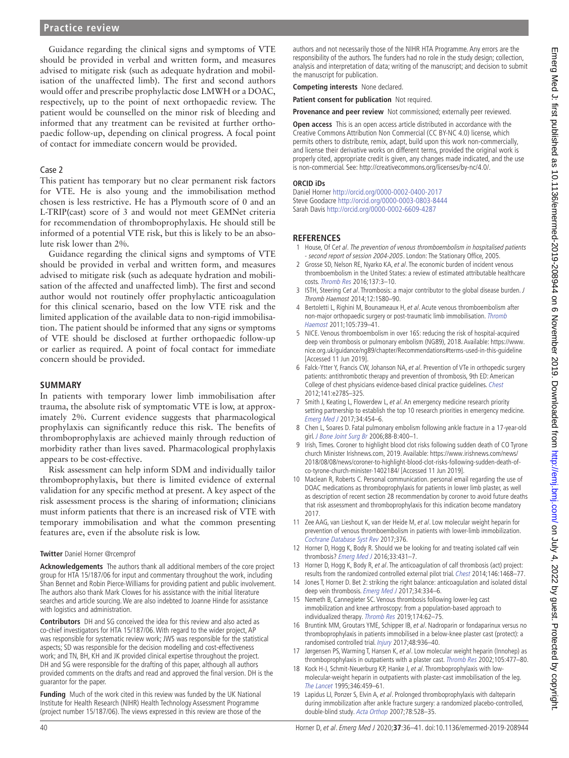Guidance regarding the clinical signs and symptoms of VTE should be provided in verbal and written form, and measures advised to mitigate risk (such as adequate hydration and mobilisation of the unaffected limb). The first and second authors would offer and prescribe prophylactic dose LMWH or a DOAC, respectively, up to the point of next orthopaedic review. The patient would be counselled on the minor risk of bleeding and informed that any treatment can be revisited at further orthopaedic follow-up, depending on clinical progress. A focal point of contact for immediate concern would be provided.

### Case 2

This patient has temporary but no clear permanent risk factors for VTE. He is also young and the immobilisation method chosen is less restrictive. He has a Plymouth score of 0 and an L-TRIP(cast) score of 3 and would not meet GEMNet criteria for recommendation of thromboprophylaxis. He should still be informed of a potential VTE risk, but this is likely to be an absolute risk lower than 2%.

Guidance regarding the clinical signs and symptoms of VTE should be provided in verbal and written form, and measures advised to mitigate risk (such as adequate hydration and mobilisation of the affected and unaffected limb). The first and second author would not routinely offer prophylactic anticoagulation for this clinical scenario, based on the low VTE risk and the limited application of the available data to non-rigid immobilisation. The patient should be informed that any signs or symptoms of VTE should be disclosed at further orthopaedic follow-up or earlier as required. A point of focal contact for immediate concern should be provided.

## SUMMARY

In patients with temporary lower limb immobilisation after trauma, the absolute risk of symptomatic VTE is low, at approximately 2%. Current evidence suggests that pharmacological prophylaxis can significantly reduce this risk. The benefits of thromboprophylaxis are achieved mainly through reduction of morbidity rather than lives saved. Pharmacological prophylaxis appears to be cost-effective.

Risk assessment can help inform SDM and individually tailor thromboprophylaxis, but there is limited evidence of external validation for any specific method at present. A key aspect of the risk assessment process is the sharing of information; clinicians must inform patients that there is an increased risk of VTE with temporary immobilisation and what the common presenting features are, even if the absolute risk is low.

**Twitter** Daniel Horner @rcemprof

**Acknowledgements** The authors thank all additional members of the core project group for HTA 15/187/06 for input and commentary throughout the work, including Shan Bennet and Robin Pierce-Williams for providing patient and public involvement. The authors also thank Mark Clowes for his assistance with the initial literature searches and article sourcing. We are also indebted to Joanne Hinde for assistance with logistics and administration.

**Contributors** DH and SG conceived the idea for this review and also acted as co-chief investigators for HTA 15/187/06. With regard to the wider project, AP was responsible for systematic review work; JWS was responsible for the statistical aspects; SD was responsible for the decision modelling and cost-effectiveness work; and TN, BH, KH and JK provided clinical expertise throughout the project. DH and SG were responsible for the drafting of this paper, although all authors provided comments on the drafts and read and approved the final version. DH is the guarantor for the paper.

**Funding** Much of the work cited in this review was funded by the UK National Institute for Health Research (NIHR) Health Technology Assessment Programme (project number 15/187/06). The views expressed in this review are those of the authors and not necessarily those of the NIHR HTA Programme. Any errors are the responsibility of the authors. The funders had no role in the study design; collection, analysis and interpretation of data; writing of the manuscript; and decision to submit the manuscript for publication.

**Competing interests** None declared.

**Patient consent for publication** Not required.

**Provenance and peer review** Not commissioned; externally peer reviewed.

**Open access** This is an open access article distributed in accordance with the Creative Commons Attribution Non Commercial (CC BY-NC 4.0) license, which permits others to distribute, remix, adapt, build upon this work non-commercially, and license their derivative works on different terms, provided the original work is properly cited, appropriate credit is given, any changes made indicated, and the use is non-commercial. See: http://creativecommons.org/licenses/by-nc/4.0/.

**ORCID iDs**

Daniel Horner http://orcid.org/0000-0002-0400-2017
Steve Goodacre http://orcid.org/0000-0003-0803-8444
Sarah Davis http://orcid.org/0000-0002-6609-4287

## REFERENCES

1. House, Of C*et al*. *The prevention of venous thromboembolism in hospitalised patients - second report of session 2004-2005*. London: The Stationary Office, 2005.
2. Grosse SD, Nelson RE, Nyarko KA, *et al*. The economic burden of incident venous thromboembolism in the United States: a review of estimated attributable healthcare costs. *Thromb Res* 2016;137:3–10.
3. ISTH, Steering C*et al*. Thrombosis: a major contributor to the global disease burden. *J Thromb Haemost* 2014;12:1580–90.
4. Bertoletti L, Righini M, Bounameaux H, *et al*. Acute venous thromboembolism after non-major orthopaedic surgery or post-traumatic limb immobilisation. *Thromb Haemost* 2011;105:739–41.
5. NICE. Venous thromboembolism in over 16S: reducing the risk of hospital-acquired deep vein thrombosis or pulmonary embolism (NG89), 2018. Available: https://www.nice.org.uk/guidance/ng89/chapter/Recommendations#terms-used-in-this-guideline [Accessed 11 Jun 2019].
6. Falck-Ytter Y, Francis CW, Johanson NA, *et al*. Prevention of VTe in orthopedic surgery patients: antithrombotic therapy and prevention of thrombosis, 9th ED: American College of chest physicians evidence-based clinical practice guidelines. *Chest* 2012;141:e278S–325.
7. Smith J, Keating L, Flowerdew L, *et al*. An emergency medicine research priority setting partnership to establish the top 10 research priorities in emergency medicine. *Emerg Med J* 2017;34:454–6.
8. Chen L, Soares D. Fatal pulmonary embolism following ankle fracture in a 17-year-old girl. *J Bone Joint Surg Br* 2006;88-B:400–1.
9. Irish, Times. Coroner to highlight blood clot risks following sudden death of CO Tyrone church Minister Irishnews.com, 2019. Available: https://www.irishnews.com/news/2018/08/08/news/coroner-to-highlight-blood-clot-risks-following-sudden-death-of-co-tyrone-church-minister-1402184/ [Accessed 11 Jun 2019].
10. Maclean R, Roberts C. Personal communication. personal email regarding the use of DOAC medications as thromboprophylaxis for patients in lower limb plaster, as well as description of recent section 28 recommendation by coroner to avoid future deaths that risk assessment and thromboprophylaxis for this indication become mandatory 2017.
11. Zee AAG, van Lieshout K, van der Heide M, *et al*. Low molecular weight heparin for prevention of venous thromboembolism in patients with lower-limb immobilization. *Cochrane Database Syst Rev* 2017;376.
12. Horner D, Hogg K, Body R. Should we be looking for and treating isolated calf vein thrombosis? *Emerg Med J* 2016;33:431–7.
13. Horner D, Hogg K, Body R, *et al*. The anticoagulation of calf thrombosis (act) project: results from the randomized controlled external pilot trial. *Chest* 2014;146:1468–77.
14. Jones T, Horner D. Bet 2: striking the right balance: anticoagulation and isolated distal deep vein thrombosis. *Emerg Med J* 2017;34:334–6.
15. Nemeth B, Cannegieter SC. Venous thrombosis following lower-leg cast immobilization and knee arthroscopy: from a population-based approach to individualized therapy. *Thromb Res* 2019;174:62–75.
16. Bruntink MM, Groutars YME, Schipper IB, *et al*. Nadroparin or fondaparinux versus no thromboprophylaxis in patients immobilised in a below-knee plaster cast (protect): a randomised controlled trial. *Injury* 2017;48:936–40.
17. Jørgensen PS, Warming T, Hansen K, *et al*. Low molecular weight heparin (Innohep) as thromboprophylaxis in outpatients with a plaster cast. *Thromb Res* 2002;105:477–80.
18. Kock H-J, Schmit-Neuerburg KP, Hanke J, *et al*. Thromboprophylaxis with low-molecular-weight heparin in outpatients with plaster-cast immobilisation of the leg. *The Lancet* 1995;346:459–61.
19. Lapidus LJ, Ponzer S, Elvin A, *et al*. Prolonged thromboprophylaxis with dalteparin during immobilization after ankle fracture surgery: a randomized placebo-controlled, double-blind study. *Acta Orthop* 2007;78:528–35.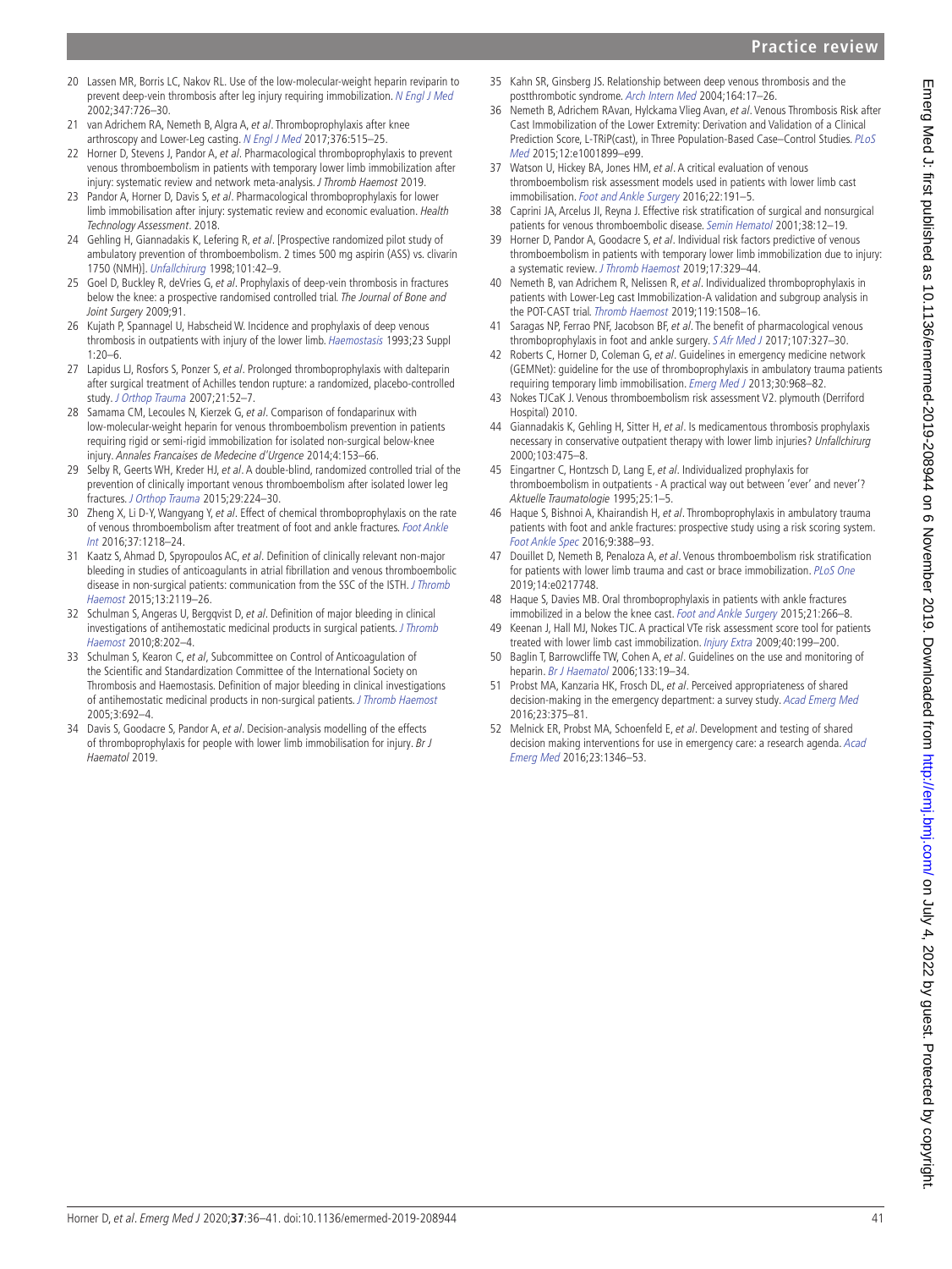20 Lassen MR, Borris LC, Nakov RL. Use of the low-molecular-weight heparin reviparin to prevent deep-vein thrombosis after leg injury requiring immobilization. *N Engl J Med* 2002;347:726–30.

21 van Adrichem RA, Nemeth B, Algra A, *et al*. Thromboprophylaxis after knee arthroscopy and Lower-Leg casting. *N Engl J Med* 2017;376:515–25.

22 Horner D, Stevens J, Pandor A, *et al*. Pharmacological thromboprophylaxis to prevent venous thromboembolism in patients with temporary lower limb immobilization after injury: systematic review and network meta-analysis. *J Thromb Haemost* 2019.

23 Pandor A, Horner D, Davis S, *et al*. Pharmacological thromboprophylaxis for lower limb immobilisation after injury: systematic review and economic evaluation. *Health Technology Assessment*. 2018.

24 Gehling H, Giannadakis K, Lefering R, *et al*. [Prospective randomized pilot study of ambulatory prevention of thromboembolism. 2 times 500 mg aspirin (ASS) vs. clivarin 1750 (NMH)]. *Unfallchirurg* 1998;101:42–9.

25 Goel D, Buckley R, deVries G, *et al*. Prophylaxis of deep-vein thrombosis in fractures below the knee: a prospective randomised controlled trial. *The Journal of Bone and Joint Surgery* 2009;91.

26 Kujath P, Spannagel U, Habscheid W. Incidence and prophylaxis of deep venous thrombosis in outpatients with injury of the lower limb. *Haemostasis* 1993;23 Suppl 1:20–6.

27 Lapidus LJ, Rosfors S, Ponzer S, *et al*. Prolonged thromboprophylaxis with dalteparin after surgical treatment of Achilles tendon rupture: a randomized, placebo-controlled study. *J Orthop Trauma* 2007;21:52–7.

28 Samama CM, Lecoules N, Kierzek G, *et al*. Comparison of fondaparinux with low-molecular-weight heparin for venous thromboembolism prevention in patients requiring rigid or semi-rigid immobilization for isolated non-surgical below-knee injury. *Annales Francaises de Medecine d'Urgence* 2014;4:153–66.

29 Selby R, Geerts WH, Kreder HJ, *et al*. A double-blind, randomized controlled trial of the prevention of clinically important venous thromboembolism after isolated lower leg fractures. *J Orthop Trauma* 2015;29:224–30.

30 Zheng X, Li D-Y, Wangyang Y, *et al*. Effect of chemical thromboprophylaxis on the rate of venous thromboembolism after treatment of foot and ankle fractures. *Foot Ankle Int* 2016;37:1218–24.

31 Kaatz S, Ahmad D, Spyropoulos AC, *et al*. Definition of clinically relevant non-major bleeding in studies of anticoagulants in atrial fibrillation and venous thromboembolic disease in non-surgical patients: communication from the SSC of the ISTH. *J Thromb Haemost* 2015;13:2119–26.

32 Schulman S, Angeras U, Bergqvist D, *et al*. Definition of major bleeding in clinical investigations of antihemostatic medicinal products in surgical patients. *J Thromb Haemost* 2010;8:202–4.

33 Schulman S, Kearon C, *et al*, Subcommittee on Control of Anticoagulation of the Scientific and Standardization Committee of the International Society on Thrombosis and Haemostasis. Definition of major bleeding in clinical investigations of antihemostatic medicinal products in non-surgical patients. *J Thromb Haemost* 2005;3:692–4.

34 Davis S, Goodacre S, Pandor A, *et al*. Decision-analysis modelling of the effects of thromboprophylaxis for people with lower limb immobilisation for injury. *Br J Haematol* 2019.

35 Kahn SR, Ginsberg JS. Relationship between deep venous thrombosis and the postthrombotic syndrome. *Arch Intern Med* 2004;164:17–26.

36 Nemeth B, Adrichem RAvan, Hylckama Vlieg Avan, *et al*. Venous Thrombosis Risk after Cast Immobilization of the Lower Extremity: Derivation and Validation of a Clinical Prediction Score, L-TRiP(cast), in Three Population-Based Case–Control Studies. *PLoS Med* 2015;12:e1001899–e99.

37 Watson U, Hickey BA, Jones HM, *et al*. A critical evaluation of venous thromboembolism risk assessment models used in patients with lower limb cast immobilisation. *Foot and Ankle Surgery* 2016;22:191–5.

38 Caprini JA, Arcelus JI, Reyna J. Effective risk stratification of surgical and nonsurgical patients for venous thromboembolic disease. *Semin Hematol* 2001;38:12–19.

39 Horner D, Pandor A, Goodacre S, *et al*. Individual risk factors predictive of venous thromboembolism in patients with temporary lower limb immobilization due to injury: a systematic review. *J Thromb Haemost* 2019;17:329–44.

40 Nemeth B, van Adrichem R, Nelissen R, *et al*. Individualized thromboprophylaxis in patients with Lower-Leg cast Immobilization-A validation and subgroup analysis in the POT-CAST trial. *Thromb Haemost* 2019;119:1508–16.

41 Saragas NP, Ferrao PNF, Jacobson BF, *et al*. The benefit of pharmacological venous thromboprophylaxis in foot and ankle surgery. *S Afr Med J* 2017;107:327–30.

42 Roberts C, Horner D, Coleman G, *et al*. Guidelines in emergency medicine network (GEMNet): guideline for the use of thromboprophylaxis in ambulatory trauma patients requiring temporary limb immobilisation. *Emerg Med J* 2013;30:968–82.

43 Nokes TJCaK J. Venous thromboembolism risk assessment V2. plymouth (Derriford Hospital) 2010.

44 Giannadakis K, Gehling H, Sitter H, *et al*. Is medicamentous thrombosis prophylaxis necessary in conservative outpatient therapy with lower limb injuries? *Unfallchirurg* 2000;103:475–8.

45 Eingartner C, Hontzsch D, Lang E, *et al*. Individualized prophylaxis for thromboembolism in outpatients - A practical way out between 'ever' and never'? *Aktuelle Traumatologie* 1995;25:1–5.

46 Haque S, Bishnoi A, Khairandish H, *et al*. Thromboprophylaxis in ambulatory trauma patients with foot and ankle fractures: prospective study using a risk scoring system. *Foot Ankle Spec* 2016;9:388–93.

47 Douillet D, Nemeth B, Penaloza A, *et al*. Venous thromboembolism risk stratification for patients with lower limb trauma and cast or brace immobilization. *PLoS One* 2019;14:e0217748.

48 Haque S, Davies MB. Oral thromboprophylaxis in patients with ankle fractures immobilized in a below the knee cast. *Foot and Ankle Surgery* 2015;21:266–8.

49 Keenan J, Hall MJ, Nokes TJC. A practical VTe risk assessment score tool for patients treated with lower limb cast immobilization. *Injury Extra* 2009;40:199–200.

50 Baglin T, Barrowcliffe TW, Cohen A, *et al*. Guidelines on the use and monitoring of heparin. *Br J Haematol* 2006;133:19–34.

51 Probst MA, Kanzaria HK, Frosch DL, *et al*. Perceived appropriateness of shared decision-making in the emergency department: a survey study. *Acad Emerg Med* 2016;23:375–81.

52 Melnick ER, Probst MA, Schoenfeld E, *et al*. Development and testing of shared decision making interventions for use in emergency care: a research agenda. *Acad Emerg Med* 2016;23:1346–53.